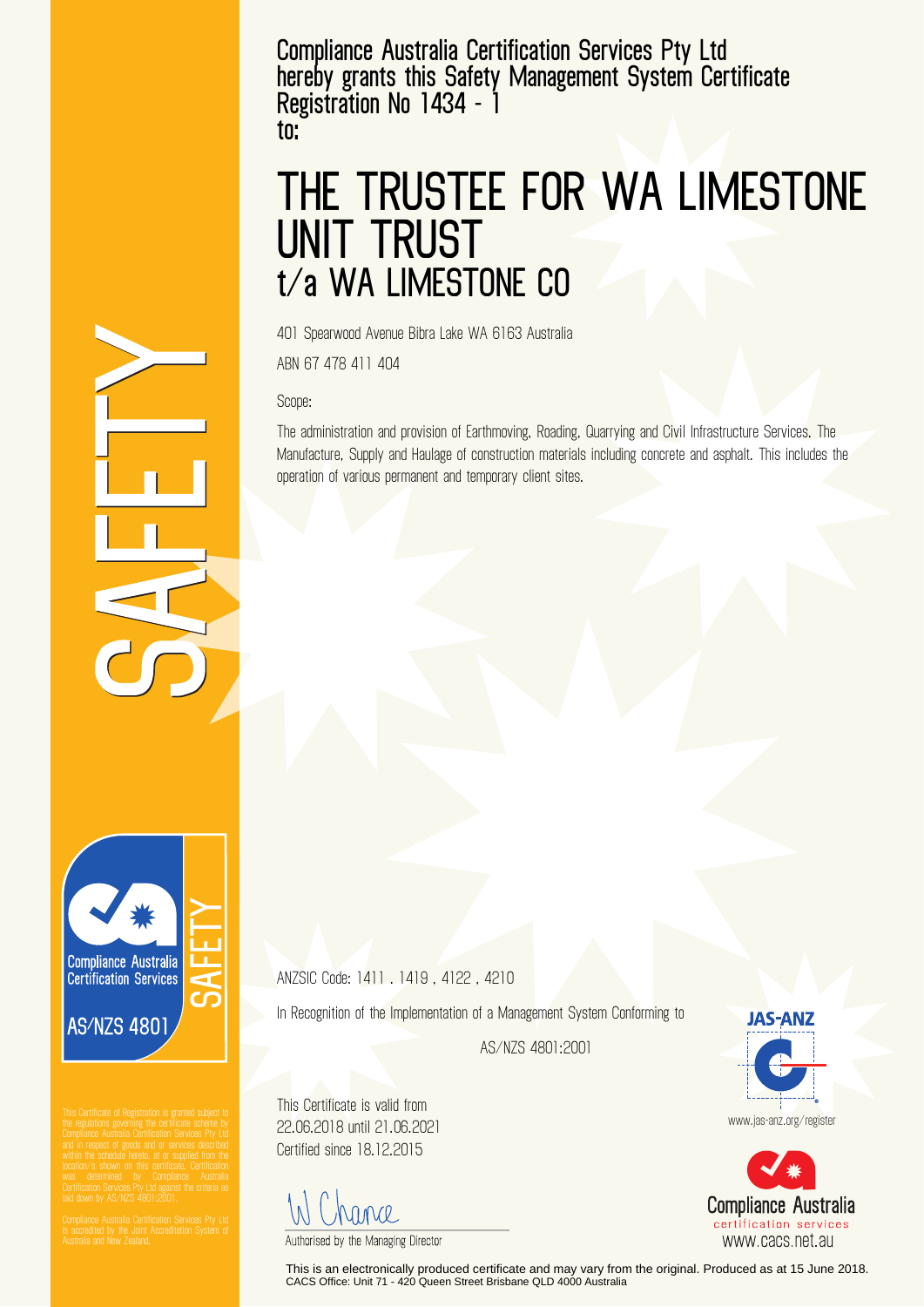Compliance Australia Certification Services Pty Ltd
hereby grants this Safety Management System Certificate
Registration No 1434 - 1
to:

# THE TRUSTEE FOR WA LIMESTONE UNIT TRUST
## t/a WA LIMESTONE CO

401 Spearwood Avenue Bibra Lake WA 6163 Australia

ABN 67 478 411 404

Scope:

The administration and provision of Earthmoving, Roading, Quarrying and Civil Infrastructure Services. The Manufacture, Supply and Haulage of construction materials including concrete and asphalt. This includes the operation of various permanent and temporary client sites.

SAFETY

Compliance Australia Certification Services
SAFETY
AS/NZS 4801

ANZSIC Code: 1411 , 1419 , 4122 , 4210

In Recognition of the Implementation of a Management System Conforming to

AS/NZS 4801:2001

This Certificate is valid from
22.06.2018 until 21.06.2021
Certified since 18.12.2015

W Chance

Authorised by the Managing Director

JAS-ANZ
www.jas-anz.org/register

Compliance Australia
certification services
www.cacs.net.au

This Certificate of Registration is granted subject to the regulations governing the certificate scheme by Compliance Australia Certification Services Pty Ltd and in respect of goods and or services described within the schedule hereto, at or supplied from the location/s shown on this certificate. Certification was determined by Compliance Australia Certification Services Pty Ltd against the criteria as laid down by AS/NZS 4801:2001.

Compliance Australia Certification Services Pty Ltd is accredited by the Joint Accreditation System of Australia and New Zealand.

This is an electronically produced certificate and may vary from the original. Produced as at 15 June 2018.
CACS Office: Unit 71 - 420 Queen Street Brisbane QLD 4000 Australia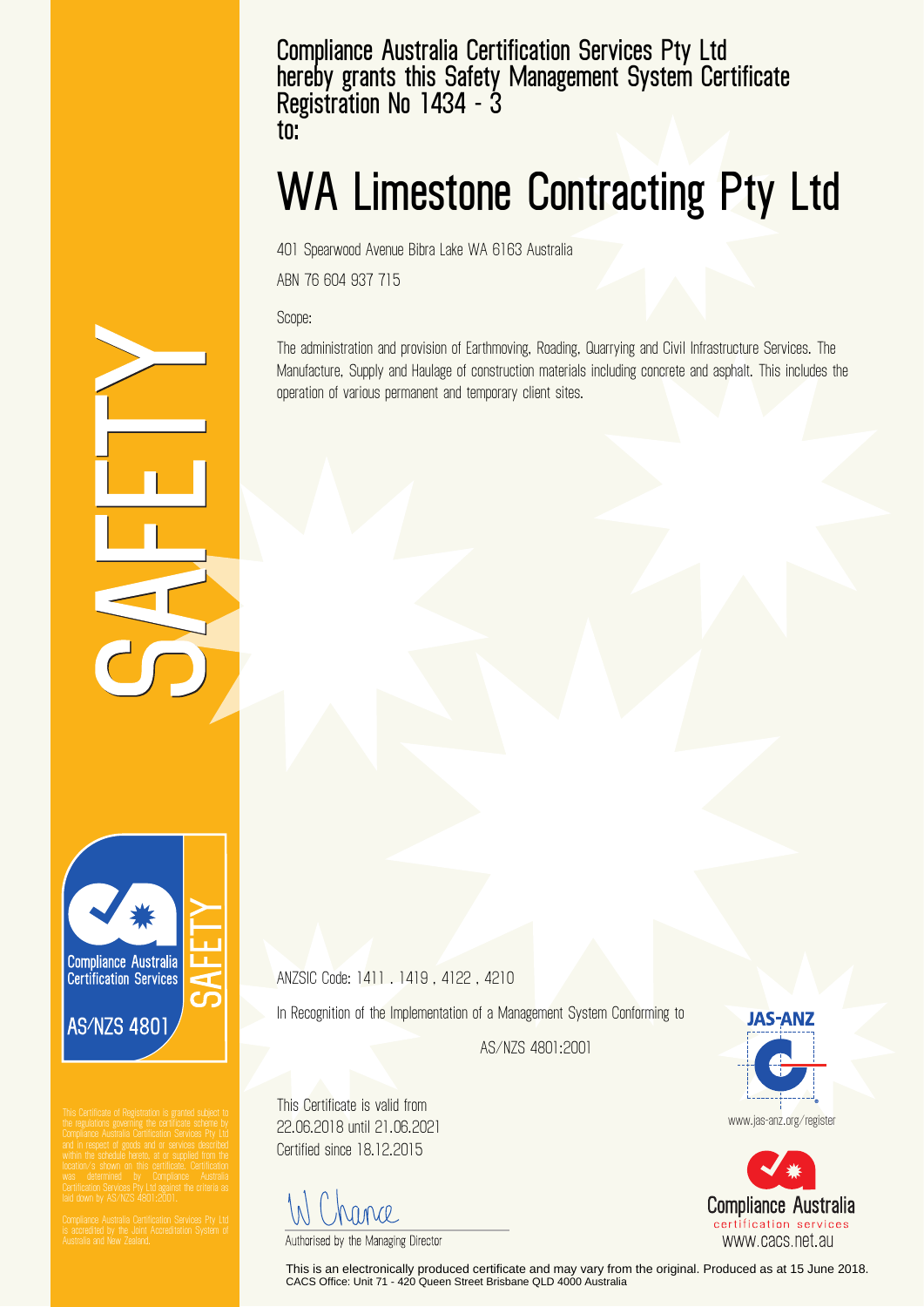Compliance Australia Certification Services Pty Ltd
hereby grants this Safety Management System Certificate
Registration No 1434 - 3
to:

# WA Limestone Contracting Pty Ltd

401 Spearwood Avenue Bibra Lake WA 6163 Australia

ABN 76 604 937 715

Scope:

The administration and provision of Earthmoving, Roading, Quarrying and Civil Infrastructure Services. The Manufacture, Supply and Haulage of construction materials including concrete and asphalt. This includes the operation of various permanent and temporary client sites.

SAFETY

Compliance Australia Certification Services

SAFETY

AS/NZS 4801

ANZSIC Code: 1411 . 1419 . 4122 . 4210

In Recognition of the Implementation of a Management System Conforming to

AS/NZS 4801:2001

This Certificate is valid from
22.06.2018 until 21.06.2021
Certified since 18.12.2015

W Chance

Authorised by the Managing Director

JAS-ANZ

www.jas-anz.org/register

Compliance Australia
certification services
www.cacs.net.au

This Certificate of Registration is granted subject to the regulations governing the certificate scheme by Compliance Australia Certification Services Pty Ltd and in respect of goods and or services described within the schedule hereto, at or supplied from the location/s shown on this certificate. Certification was determined by Compliance Australia Certification Services Pty Ltd against the criteria as laid down by AS/NZS 4801:2001.

Compliance Australia Certification Services Pty Ltd is accredited by the Joint Accreditation System of Australia and New Zealand.

This is an electronically produced certificate and may vary from the original. Produced as at 15 June 2018.
CACS Office: Unit 71 - 420 Queen Street Brisbane QLD 4000 Australia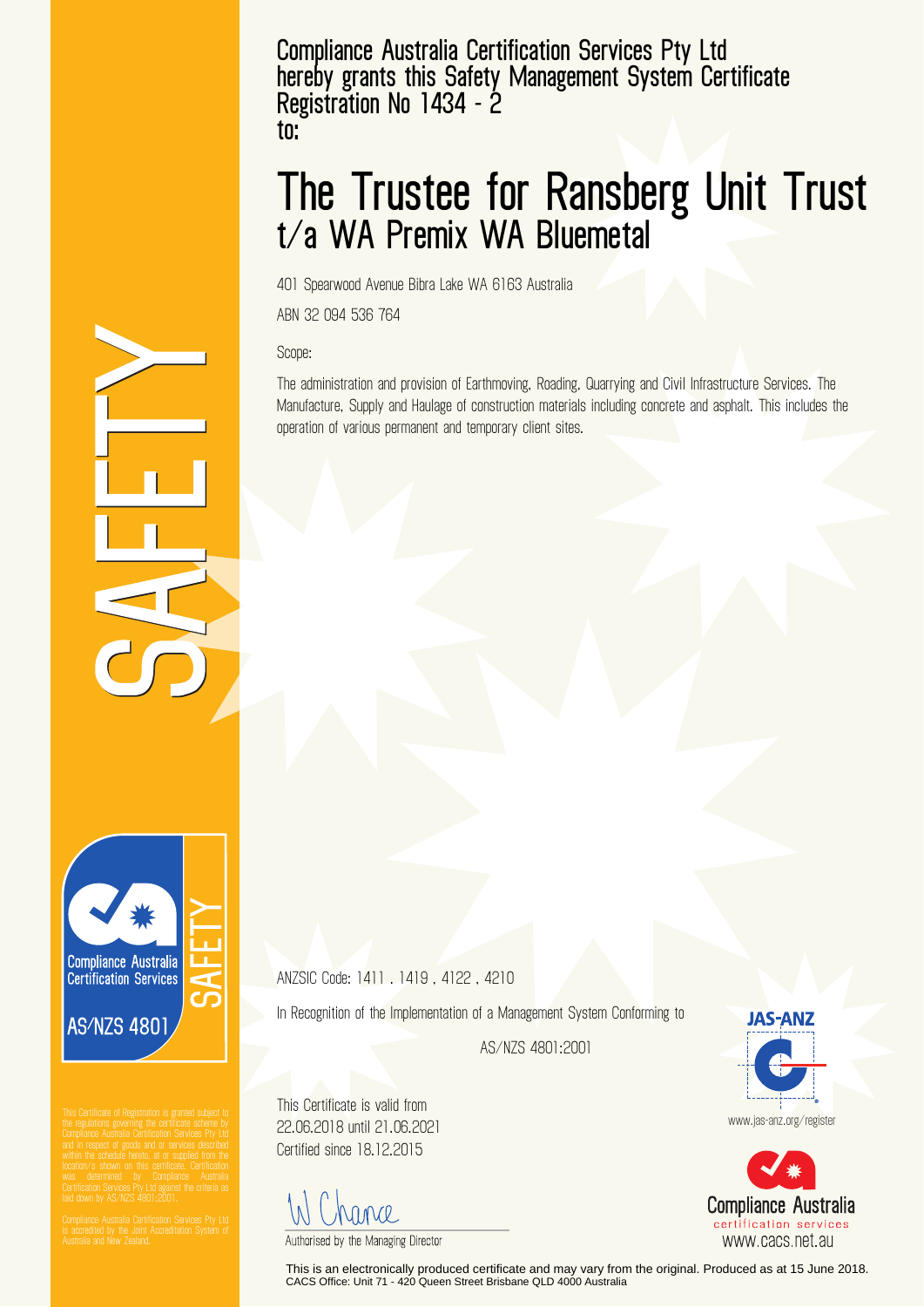Compliance Australia Certification Services Pty Ltd
hereby grants this Safety Management System Certificate
Registration No 1434 - 2
to:

# The Trustee for Ransberg Unit Trust

## t/a WA Premix WA Bluemetal

401 Spearwood Avenue Bibra Lake WA 6163 Australia

ABN 32 094 536 764

Scope:

The administration and provision of Earthmoving, Roading, Quarrying and Civil Infrastructure Services. The Manufacture, Supply and Haulage of construction materials including concrete and asphalt. This includes the operation of various permanent and temporary client sites.

SAFETY

Compliance Australia Certification Services

SAFETY

AS/NZS 4801

ANZSIC Code: 1411 . 1419 . 4122 . 4210

In Recognition of the Implementation of a Management System Conforming to

AS/NZS 4801:2001

This Certificate is valid from
22.06.2018 until 21.06.2021
Certified since 18.12.2015

W Chance

Authorised by the Managing Director

JAS-ANZ

www.jas-anz.org/register

Compliance Australia
certification services
www.cacs.net.au

This Certificate of Registration is granted subject to the regulations governing the certificate scheme by Compliance Australia Certification Services Pty Ltd and in respect of goods and or services described within the schedule hereto, at or supplied from the location/s shown on this certificate. Certification was determined by Compliance Australia Certification Services Pty Ltd against the criteria as laid down by AS/NZS 4801:2001.

Compliance Australia Certification Services Pty Ltd is accredited by the Joint Accreditation System of Australia and New Zealand.

This is an electronically produced certificate and may vary from the original. Produced as at 15 June 2018.
CACS Office: Unit 71 - 420 Queen Street Brisbane QLD 4000 Australia